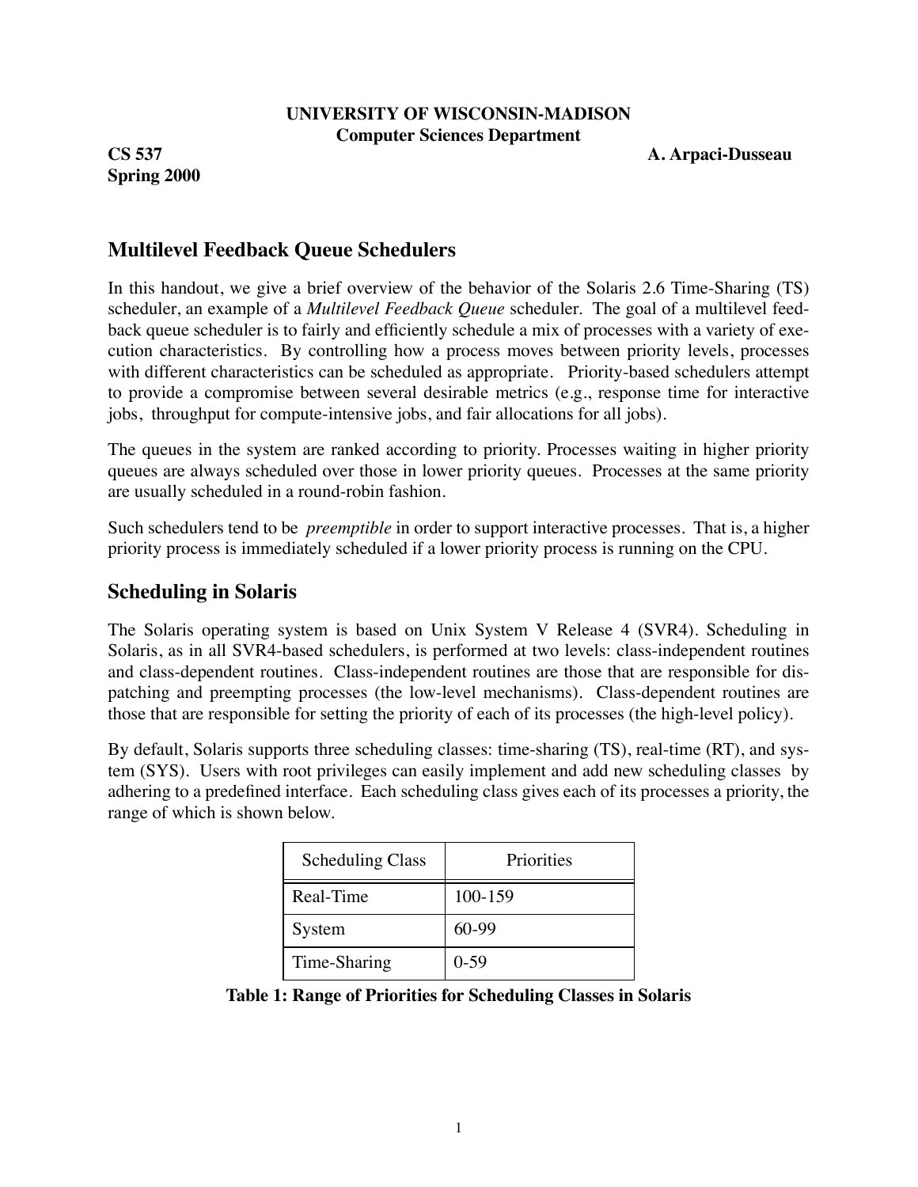**UNIVERSITY OF WISCONSIN-MADISON**
**Computer Sciences Department**

**CS 537** **A. Arpaci-Dusseau**
**Spring 2000**

## Multilevel Feedback Queue Schedulers

In this handout, we give a brief overview of the behavior of the Solaris 2.6 Time-Sharing (TS) scheduler, an example of a *Multilevel Feedback Queue* scheduler. The goal of a multilevel feedback queue scheduler is to fairly and efficiently schedule a mix of processes with a variety of execution characteristics. By controlling how a process moves between priority levels, processes with different characteristics can be scheduled as appropriate. Priority-based schedulers attempt to provide a compromise between several desirable metrics (e.g., response time for interactive jobs, throughput for compute-intensive jobs, and fair allocations for all jobs).

The queues in the system are ranked according to priority. Processes waiting in higher priority queues are always scheduled over those in lower priority queues. Processes at the same priority are usually scheduled in a round-robin fashion.

Such schedulers tend to be *preemptible* in order to support interactive processes. That is, a higher priority process is immediately scheduled if a lower priority process is running on the CPU.

## Scheduling in Solaris

The Solaris operating system is based on Unix System V Release 4 (SVR4). Scheduling in Solaris, as in all SVR4-based schedulers, is performed at two levels: class-independent routines and class-dependent routines. Class-independent routines are those that are responsible for dispatching and preempting processes (the low-level mechanisms). Class-dependent routines are those that are responsible for setting the priority of each of its processes (the high-level policy).

By default, Solaris supports three scheduling classes: time-sharing (TS), real-time (RT), and system (SYS). Users with root privileges can easily implement and add new scheduling classes by adhering to a predefined interface. Each scheduling class gives each of its processes a priority, the range of which is shown below.

| Scheduling Class | Priorities |
|---|---|
| Real-Time | 100-159 |
| System | 60-99 |
| Time-Sharing | 0-59 |

**Table 1: Range of Priorities for Scheduling Classes in Solaris**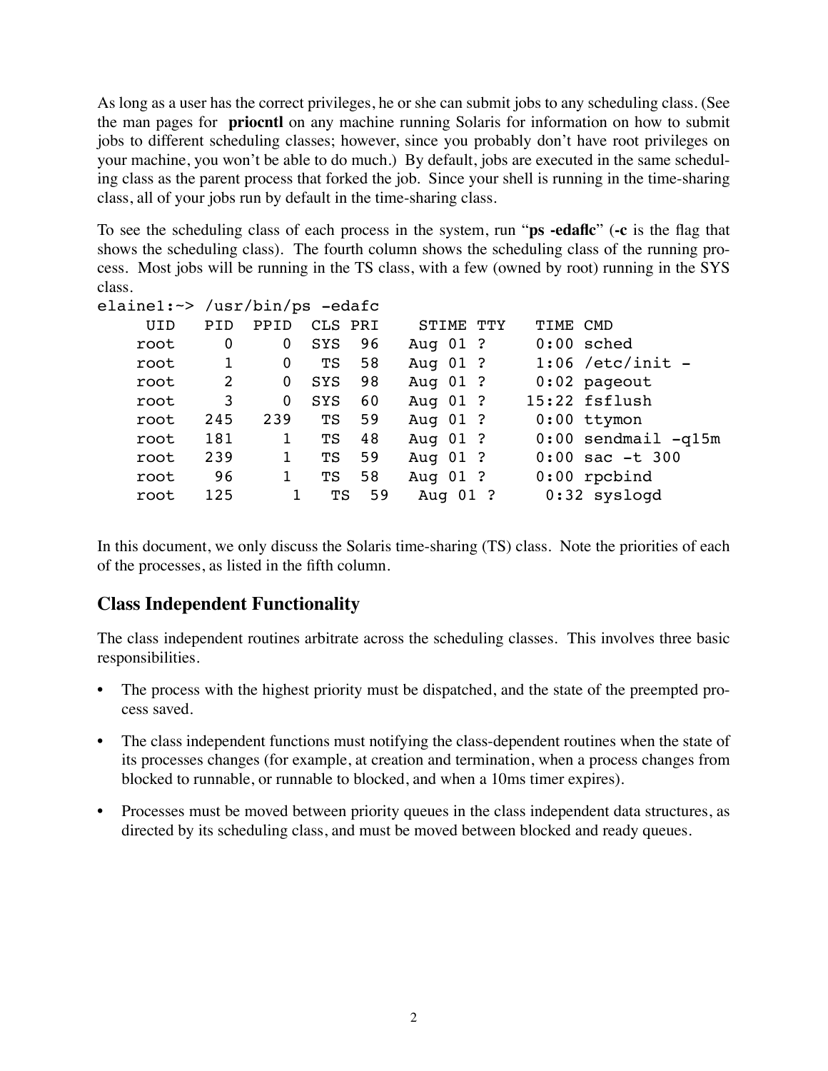As long as a user has the correct privileges, he or she can submit jobs to any scheduling class. (See the man pages for **priocntl** on any machine running Solaris for information on how to submit jobs to different scheduling classes; however, since you probably don't have root privileges on your machine, you won't be able to do much.) By default, jobs are executed in the same scheduling class as the parent process that forked the job. Since your shell is running in the time-sharing class, all of your jobs run by default in the time-sharing class.

To see the scheduling class of each process in the system, run "**ps -edaflc**" (**-c** is the flag that shows the scheduling class). The fourth column shows the scheduling class of the running process. Most jobs will be running in the TS class, with a few (owned by root) running in the SYS class.

```
elaine1:~> /usr/bin/ps -edafc
     UID   PID  PPID  CLS PRI    STIME TTY    TIME CMD
    root     0     0  SYS  96   Aug 01 ?      0:00 sched
    root     1     0   TS  58   Aug 01 ?      1:06 /etc/init -
    root     2     0  SYS  98   Aug 01 ?      0:02 pageout
    root     3     0  SYS  60   Aug 01 ?     15:22 fsflush
    root   245   239   TS  59   Aug 01 ?      0:00 ttymon
    root   181     1   TS  48   Aug 01 ?      0:00 sendmail -q15m
    root   239     1   TS  59   Aug 01 ?      0:00 sac -t 300
    root    96     1   TS  58   Aug 01 ?      0:00 rpcbind
    root   125     1   TS  59   Aug 01 ?      0:32 syslogd
```

In this document, we only discuss the Solaris time-sharing (TS) class. Note the priorities of each of the processes, as listed in the fifth column.

## Class Independent Functionality

The class independent routines arbitrate across the scheduling classes. This involves three basic responsibilities.

- The process with the highest priority must be dispatched, and the state of the preempted process saved.
- The class independent functions must notifying the class-dependent routines when the state of its processes changes (for example, at creation and termination, when a process changes from blocked to runnable, or runnable to blocked, and when a 10ms timer expires).
- Processes must be moved between priority queues in the class independent data structures, as directed by its scheduling class, and must be moved between blocked and ready queues.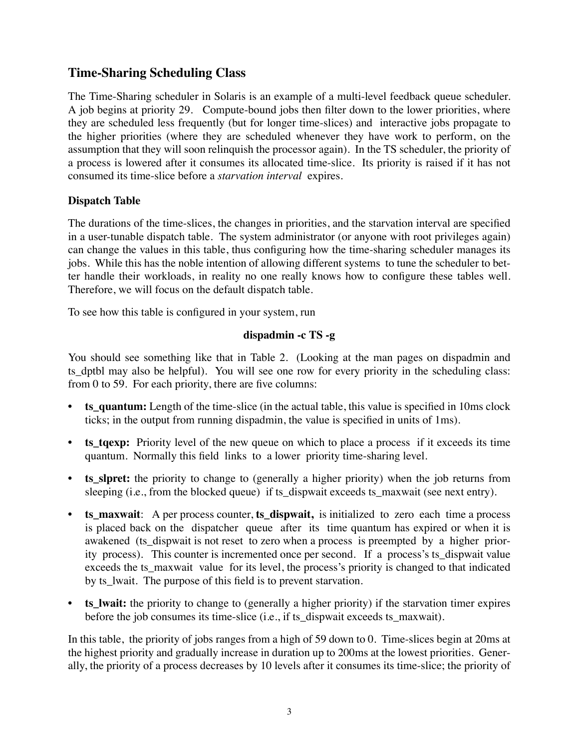## Time-Sharing Scheduling Class

The Time-Sharing scheduler in Solaris is an example of a multi-level feedback queue scheduler. A job begins at priority 29. Compute-bound jobs then filter down to the lower priorities, where they are scheduled less frequently (but for longer time-slices) and interactive jobs propagate to the higher priorities (where they are scheduled whenever they have work to perform, on the assumption that they will soon relinquish the processor again). In the TS scheduler, the priority of a process is lowered after it consumes its allocated time-slice. Its priority is raised if it has not consumed its time-slice before a *starvation interval* expires.

### Dispatch Table

The durations of the time-slices, the changes in priorities, and the starvation interval are specified in a user-tunable dispatch table. The system administrator (or anyone with root privileges again) can change the values in this table, thus configuring how the time-sharing scheduler manages its jobs. While this has the noble intention of allowing different systems to tune the scheduler to better handle their workloads, in reality no one really knows how to configure these tables well. Therefore, we will focus on the default dispatch table.

To see how this table is configured in your system, run

**dispadmin -c TS -g**

You should see something like that in Table 2. (Looking at the man pages on dispadmin and ts_dptbl may also be helpful). You will see one row for every priority in the scheduling class: from 0 to 59. For each priority, there are five columns:

- **ts_quantum:** Length of the time-slice (in the actual table, this value is specified in 10ms clock ticks; in the output from running dispadmin, the value is specified in units of 1ms).
- **ts_tqexp:** Priority level of the new queue on which to place a process if it exceeds its time quantum. Normally this field links to a lower priority time-sharing level.
- **ts_slpret:** the priority to change to (generally a higher priority) when the job returns from sleeping (i.e., from the blocked queue) if ts_dispwait exceeds ts_maxwait (see next entry).
- **ts_maxwait**: A per process counter, **ts_dispwait,** is initialized to zero each time a process is placed back on the dispatcher queue after its time quantum has expired or when it is awakened (ts_dispwait is not reset to zero when a process is preempted by a higher priority process). This counter is incremented once per second. If a process's ts_dispwait value exceeds the ts_maxwait value for its level, the process's priority is changed to that indicated by ts_lwait. The purpose of this field is to prevent starvation.
- **ts_lwait:** the priority to change to (generally a higher priority) if the starvation timer expires before the job consumes its time-slice (i.e., if ts_dispwait exceeds ts_maxwait).

In this table, the priority of jobs ranges from a high of 59 down to 0. Time-slices begin at 20ms at the highest priority and gradually increase in duration up to 200ms at the lowest priorities. Generally, the priority of a process decreases by 10 levels after it consumes its time-slice; the priority of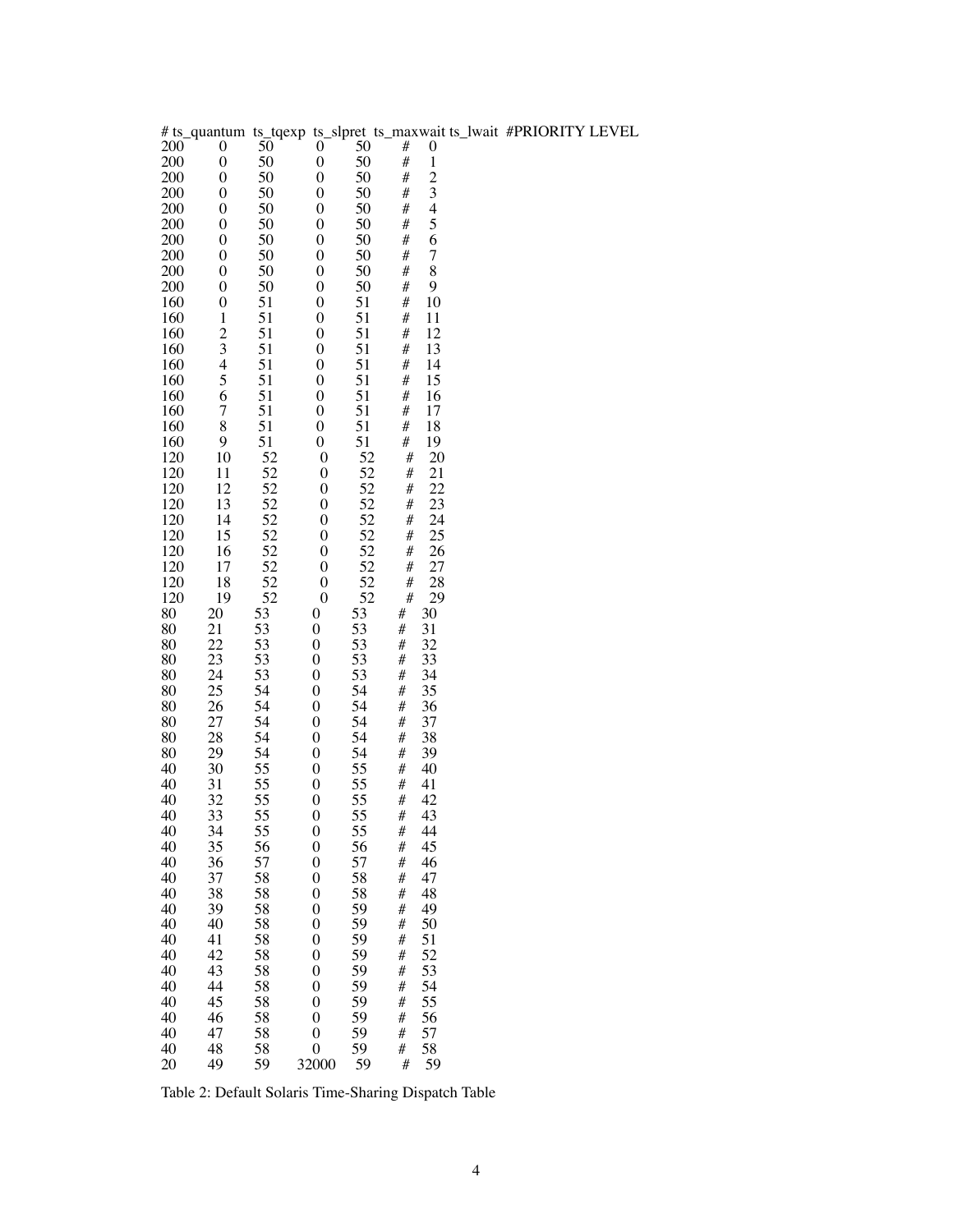| # ts_quantum | ts_tqexp | ts_slpret | ts_maxwait | ts_lwait | #PRIORITY LEVEL |
|---|---|---|---|---|---|
| 200 | 0 | 50 | 0 | 50 | # 0 |
| 200 | 0 | 50 | 0 | 50 | # 1 |
| 200 | 0 | 50 | 0 | 50 | # 2 |
| 200 | 0 | 50 | 0 | 50 | # 3 |
| 200 | 0 | 50 | 0 | 50 | # 4 |
| 200 | 0 | 50 | 0 | 50 | # 5 |
| 200 | 0 | 50 | 0 | 50 | # 6 |
| 200 | 0 | 50 | 0 | 50 | # 7 |
| 200 | 0 | 50 | 0 | 50 | # 8 |
| 200 | 0 | 50 | 0 | 50 | # 9 |
| 160 | 0 | 51 | 0 | 51 | # 10 |
| 160 | 1 | 51 | 0 | 51 | # 11 |
| 160 | 2 | 51 | 0 | 51 | # 12 |
| 160 | 3 | 51 | 0 | 51 | # 13 |
| 160 | 4 | 51 | 0 | 51 | # 14 |
| 160 | 5 | 51 | 0 | 51 | # 15 |
| 160 | 6 | 51 | 0 | 51 | # 16 |
| 160 | 7 | 51 | 0 | 51 | # 17 |
| 160 | 8 | 51 | 0 | 51 | # 18 |
| 160 | 9 | 51 | 0 | 51 | # 19 |
| 120 | 10 | 52 | 0 | 52 | # 20 |
| 120 | 11 | 52 | 0 | 52 | # 21 |
| 120 | 12 | 52 | 0 | 52 | # 22 |
| 120 | 13 | 52 | 0 | 52 | # 23 |
| 120 | 14 | 52 | 0 | 52 | # 24 |
| 120 | 15 | 52 | 0 | 52 | # 25 |
| 120 | 16 | 52 | 0 | 52 | # 26 |
| 120 | 17 | 52 | 0 | 52 | # 27 |
| 120 | 18 | 52 | 0 | 52 | # 28 |
| 120 | 19 | 52 | 0 | 52 | # 29 |
| 80 | 20 | 53 | 0 | 53 | # 30 |
| 80 | 21 | 53 | 0 | 53 | # 31 |
| 80 | 22 | 53 | 0 | 53 | # 32 |
| 80 | 23 | 53 | 0 | 53 | # 33 |
| 80 | 24 | 53 | 0 | 53 | # 34 |
| 80 | 25 | 54 | 0 | 54 | # 35 |
| 80 | 26 | 54 | 0 | 54 | # 36 |
| 80 | 27 | 54 | 0 | 54 | # 37 |
| 80 | 28 | 54 | 0 | 54 | # 38 |
| 80 | 29 | 54 | 0 | 54 | # 39 |
| 40 | 30 | 55 | 0 | 55 | # 40 |
| 40 | 31 | 55 | 0 | 55 | # 41 |
| 40 | 32 | 55 | 0 | 55 | # 42 |
| 40 | 33 | 55 | 0 | 55 | # 43 |
| 40 | 34 | 55 | 0 | 55 | # 44 |
| 40 | 35 | 56 | 0 | 56 | # 45 |
| 40 | 36 | 57 | 0 | 57 | # 46 |
| 40 | 37 | 58 | 0 | 58 | # 47 |
| 40 | 38 | 58 | 0 | 58 | # 48 |
| 40 | 39 | 58 | 0 | 59 | # 49 |
| 40 | 40 | 58 | 0 | 59 | # 50 |
| 40 | 41 | 58 | 0 | 59 | # 51 |
| 40 | 42 | 58 | 0 | 59 | # 52 |
| 40 | 43 | 58 | 0 | 59 | # 53 |
| 40 | 44 | 58 | 0 | 59 | # 54 |
| 40 | 45 | 58 | 0 | 59 | # 55 |
| 40 | 46 | 58 | 0 | 59 | # 56 |
| 40 | 47 | 58 | 0 | 59 | # 57 |
| 40 | 48 | 58 | 0 | 59 | # 58 |
| 20 | 49 | 59 | 32000 | 59 | # 59 |

Table 2: Default Solaris Time-Sharing Dispatch Table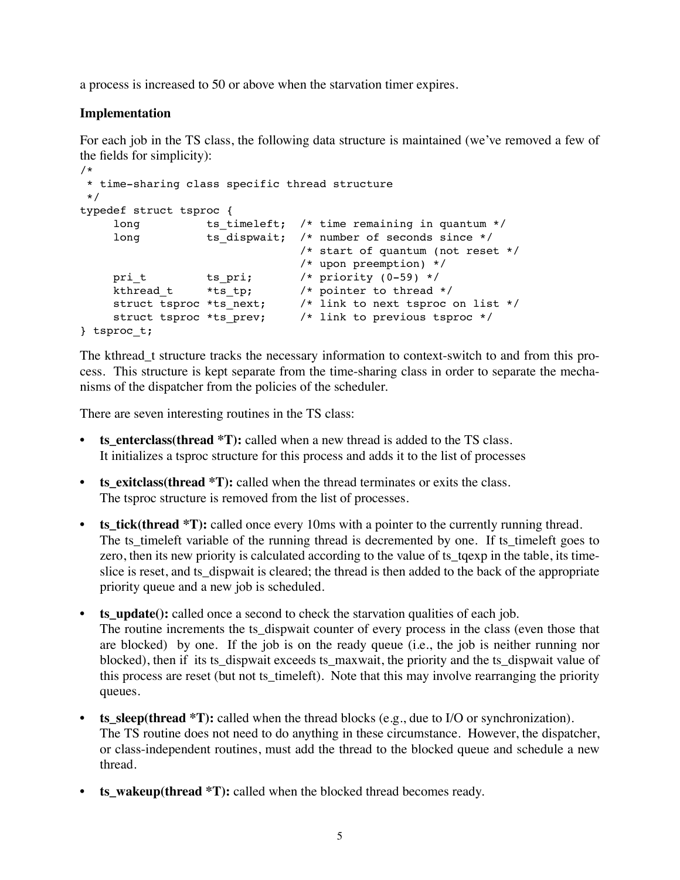a process is increased to 50 or above when the starvation timer expires.

**Implementation**

For each job in the TS class, the following data structure is maintained (we've removed a few of the fields for simplicity):

```
/*
 * time-sharing class specific thread structure
 */
typedef struct tsproc {
     long          ts_timeleft;  /* time remaining in quantum */
     long          ts_dispwait;  /* number of seconds since */
                                 /* start of quantum (not reset */
                                 /* upon preemption) */
     pri_t         ts_pri;       /* priority (0-59) */
     kthread_t     *ts_tp;       /* pointer to thread */
     struct tsproc *ts_next;     /* link to next tsproc on list */
     struct tsproc *ts_prev;     /* link to previous tsproc */
} tsproc_t;
```

The kthread_t structure tracks the necessary information to context-switch to and from this process. This structure is kept separate from the time-sharing class in order to separate the mechanisms of the dispatcher from the policies of the scheduler.

There are seven interesting routines in the TS class:

- **ts_enterclass(thread *T):** called when a new thread is added to the TS class. It initializes a tsproc structure for this process and adds it to the list of processes
- **ts_exitclass(thread *T):** called when the thread terminates or exits the class. The tsproc structure is removed from the list of processes.
- **ts_tick(thread *T):** called once every 10ms with a pointer to the currently running thread. The ts_timeleft variable of the running thread is decremented by one. If ts_timeleft goes to zero, then its new priority is calculated according to the value of ts_tqexp in the table, its timeslice is reset, and ts_dispwait is cleared; the thread is then added to the back of the appropriate priority queue and a new job is scheduled.
- **ts_update():** called once a second to check the starvation qualities of each job. The routine increments the ts_dispwait counter of every process in the class (even those that are blocked) by one. If the job is on the ready queue (i.e., the job is neither running nor blocked), then if its ts_dispwait exceeds ts_maxwait, the priority and the ts_dispwait value of this process are reset (but not ts_timeleft). Note that this may involve rearranging the priority queues.
- **ts_sleep(thread *T):** called when the thread blocks (e.g., due to I/O or synchronization). The TS routine does not need to do anything in these circumstance. However, the dispatcher, or class-independent routines, must add the thread to the blocked queue and schedule a new thread.
- **ts_wakeup(thread *T):** called when the blocked thread becomes ready.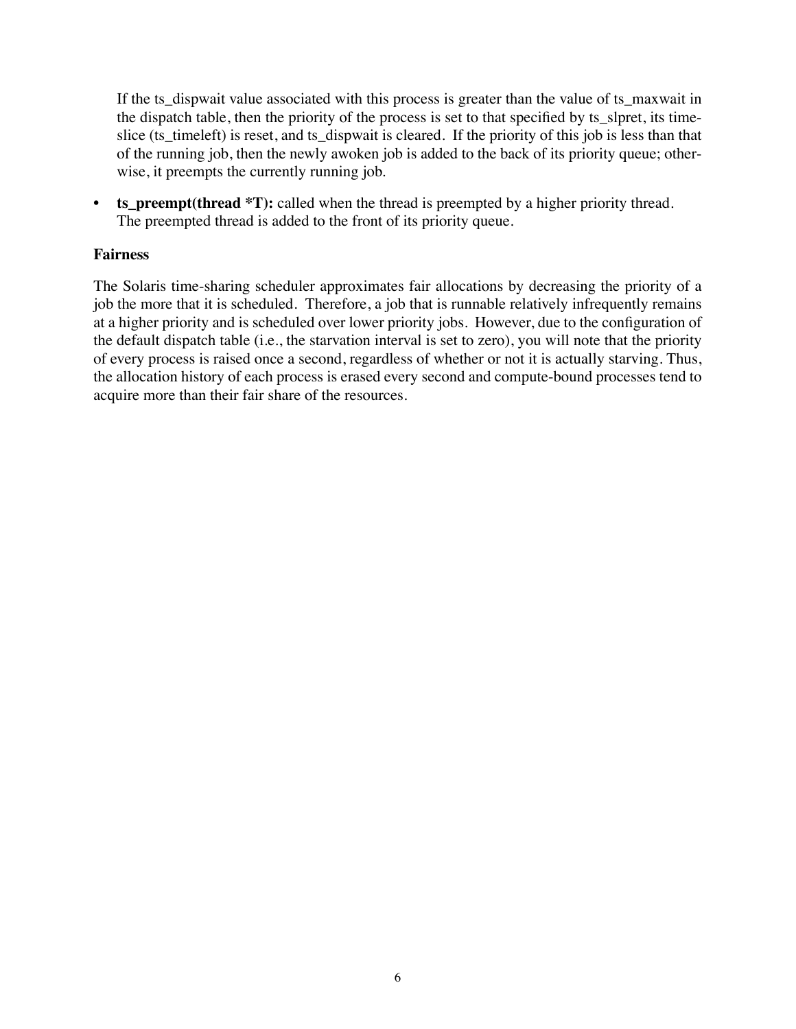If the ts_dispwait value associated with this process is greater than the value of ts_maxwait in the dispatch table, then the priority of the process is set to that specified by ts_slpret, its time-slice (ts_timeleft) is reset, and ts_dispwait is cleared. If the priority of this job is less than that of the running job, then the newly awoken job is added to the back of its priority queue; otherwise, it preempts the currently running job.

- **ts_preempt(thread *T):** called when the thread is preempted by a higher priority thread. The preempted thread is added to the front of its priority queue.

**Fairness**

The Solaris time-sharing scheduler approximates fair allocations by decreasing the priority of a job the more that it is scheduled. Therefore, a job that is runnable relatively infrequently remains at a higher priority and is scheduled over lower priority jobs. However, due to the configuration of the default dispatch table (i.e., the starvation interval is set to zero), you will note that the priority of every process is raised once a second, regardless of whether or not it is actually starving. Thus, the allocation history of each process is erased every second and compute-bound processes tend to acquire more than their fair share of the resources.